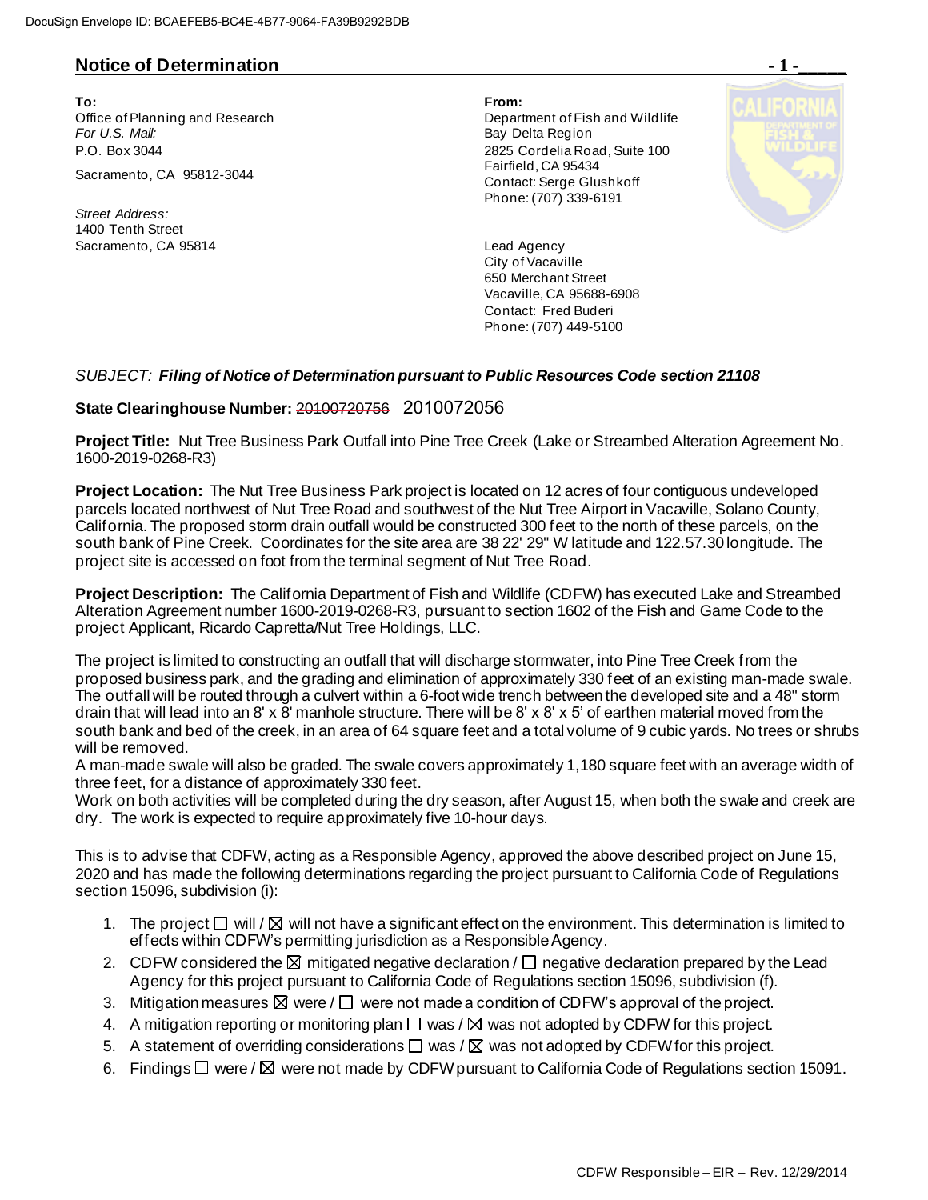## Notice of Determination

**To:**
Office of Planning and Research
*For U.S. Mail:*
P.O. Box 3044
Sacramento, CA 95812-3044

*Street Address:*
1400 Tenth Street
Sacramento, CA 95814

**From:**
Department of Fish and Wildlife
Bay Delta Region
2825 Cordelia Road, Suite 100
Fairfield, CA 95434
Contact: Serge Glushkoff
Phone: (707) 339-6191

Lead Agency
City of Vacaville
650 Merchant Street
Vacaville, CA 95688-6908
Contact: Fred Buderi
Phone: (707) 449-5100

*SUBJECT:* ***Filing of Notice of Determination pursuant to Public Resources Code section 21108***

**State Clearinghouse Number:** ~~20100720756~~ 2010072056

**Project Title:** Nut Tree Business Park Outfall into Pine Tree Creek (Lake or Streambed Alteration Agreement No. 1600-2019-0268-R3)

**Project Location:** The Nut Tree Business Park project is located on 12 acres of four contiguous undeveloped parcels located northwest of Nut Tree Road and southwest of the Nut Tree Airport in Vacaville, Solano County, California. The proposed storm drain outfall would be constructed 300 feet to the north of these parcels, on the south bank of Pine Creek. Coordinates for the site area are 38 22' 29" W latitude and 122.57.30 longitude. The project site is accessed on foot from the terminal segment of Nut Tree Road.

**Project Description:** The California Department of Fish and Wildlife (CDFW) has executed Lake and Streambed Alteration Agreement number 1600-2019-0268-R3, pursuant to section 1602 of the Fish and Game Code to the project Applicant, Ricardo Capretta/Nut Tree Holdings, LLC.

The project is limited to constructing an outfall that will discharge stormwater, into Pine Tree Creek from the proposed business park, and the grading and elimination of approximately 330 feet of an existing man-made swale. The outfall will be routed through a culvert within a 6-foot wide trench between the developed site and a 48" storm drain that will lead into an 8' x 8' manhole structure. There will be 8' x 8' x 5' of earthen material moved from the south bank and bed of the creek, in an area of 64 square feet and a total volume of 9 cubic yards. No trees or shrubs will be removed.
A man-made swale will also be graded. The swale covers approximately 1,180 square feet with an average width of three feet, for a distance of approximately 330 feet.
Work on both activities will be completed during the dry season, after August 15, when both the swale and creek are dry. The work is expected to require approximately five 10-hour days.

This is to advise that CDFW, acting as a Responsible Agency, approved the above described project on June 15, 2020 and has made the following determinations regarding the project pursuant to California Code of Regulations section 15096, subdivision (i):

1. The project ☐ will / ☒ will not have a significant effect on the environment. This determination is limited to effects within CDFW's permitting jurisdiction as a Responsible Agency.
2. CDFW considered the ☒ mitigated negative declaration / ☐ negative declaration prepared by the Lead Agency for this project pursuant to California Code of Regulations section 15096, subdivision (f).
3. Mitigation measures ☒ were / ☐ were not made a condition of CDFW's approval of the project.
4. A mitigation reporting or monitoring plan ☐ was / ☒ was not adopted by CDFW for this project.
5. A statement of overriding considerations ☐ was / ☒ was not adopted by CDFW for this project.
6. Findings ☐ were / ☒ were not made by CDFW pursuant to California Code of Regulations section 15091.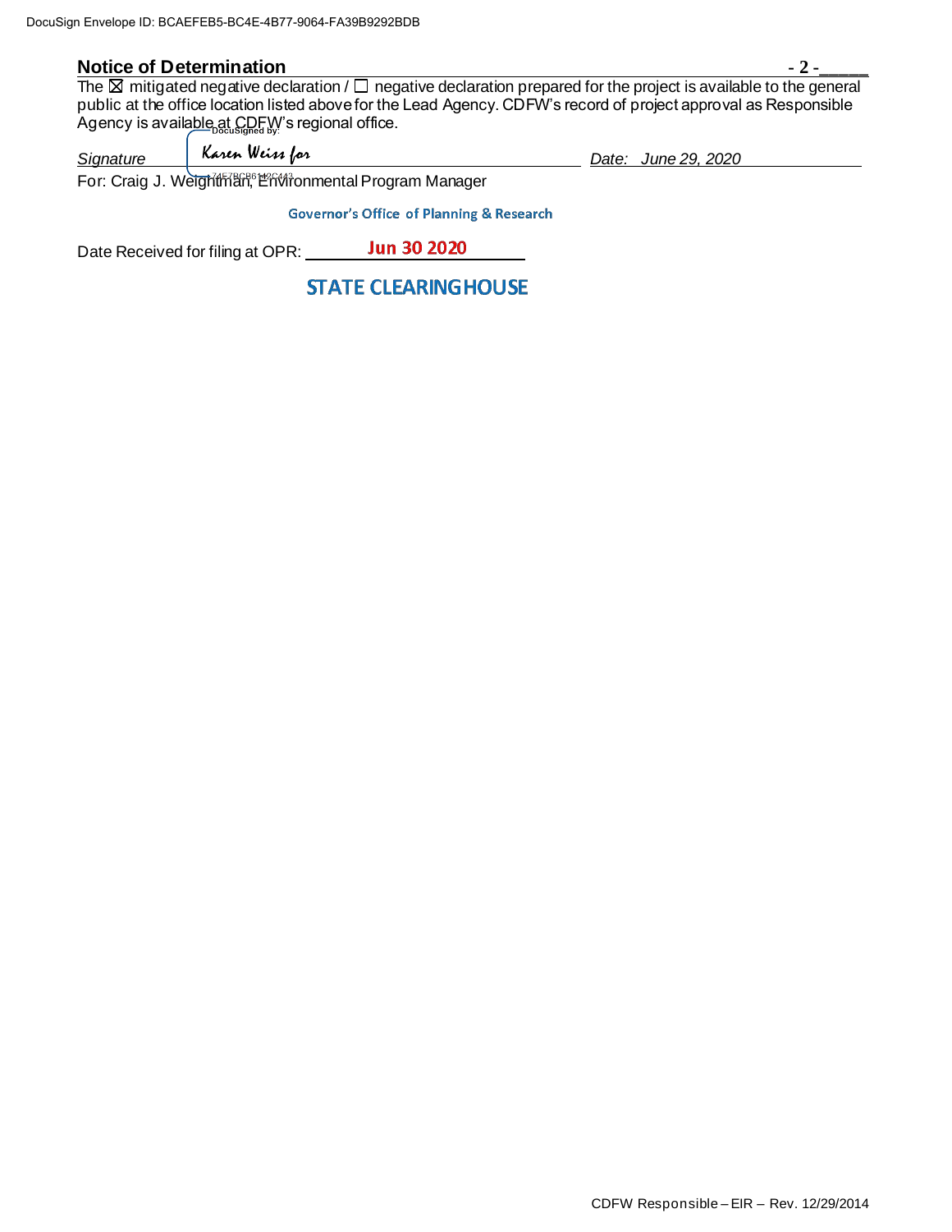## Notice of Determination

The ☒ mitigated negative declaration / ☐ negative declaration prepared for the project is available to the general public at the office location listed above for the Lead Agency. CDFW's record of project approval as Responsible Agency is available at CDFW's regional office.

*Signature* Karen Weiss for *Date: June 29, 2020*

For: Craig J. Weightman, Environmental Program Manager

Governor's Office of Planning & Research

Date Received for filing at OPR: Jun 30 2020

STATE CLEARINGHOUSE

CDFW Responsible – EIR – Rev. 12/29/2014